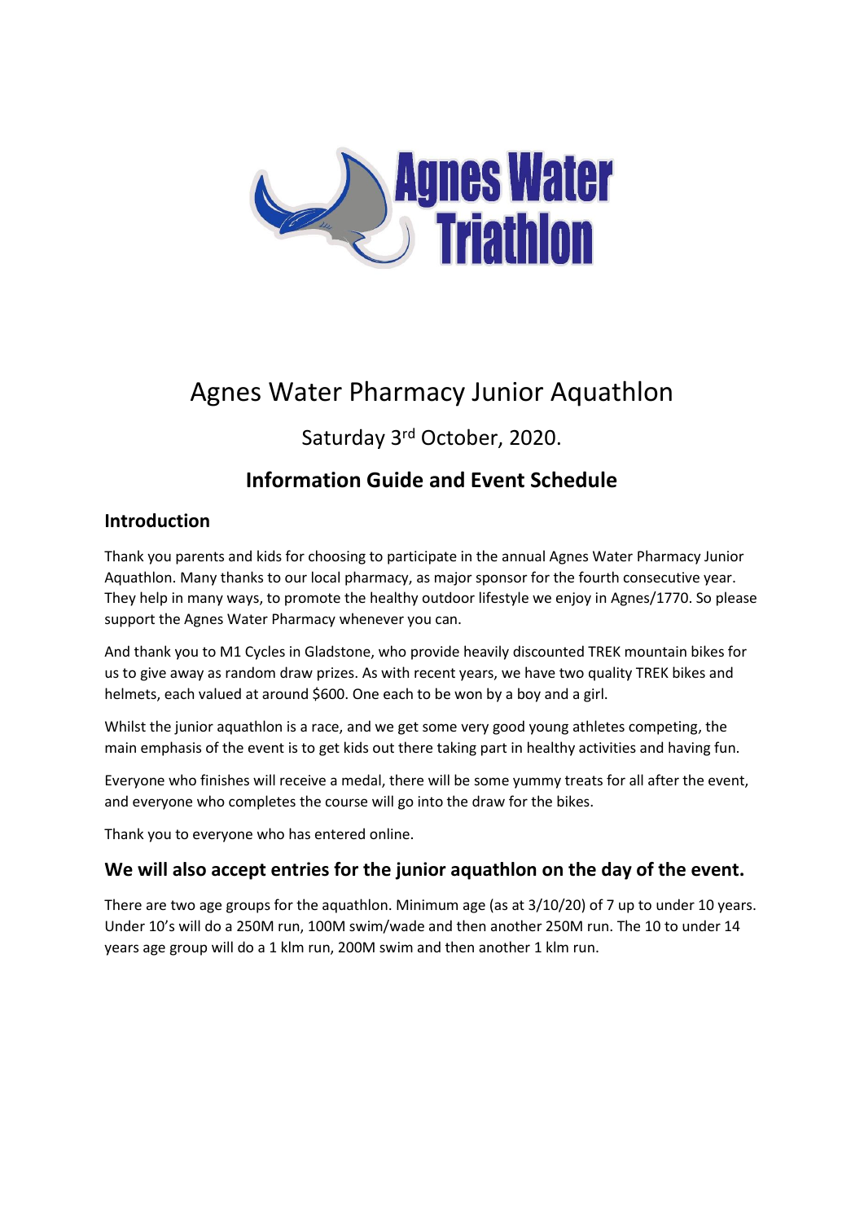Agnes Water Triathlon

# Agnes Water Pharmacy Junior Aquathlon

Saturday 3rd October, 2020.

## Information Guide and Event Schedule

### Introduction

Thank you parents and kids for choosing to participate in the annual Agnes Water Pharmacy Junior Aquathlon. Many thanks to our local pharmacy, as major sponsor for the fourth consecutive year. They help in many ways, to promote the healthy outdoor lifestyle we enjoy in Agnes/1770. So please support the Agnes Water Pharmacy whenever you can.

And thank you to M1 Cycles in Gladstone, who provide heavily discounted TREK mountain bikes for us to give away as random draw prizes. As with recent years, we have two quality TREK bikes and helmets, each valued at around $600. One each to be won by a boy and a girl.

Whilst the junior aquathlon is a race, and we get some very good young athletes competing, the main emphasis of the event is to get kids out there taking part in healthy activities and having fun.

Everyone who finishes will receive a medal, there will be some yummy treats for all after the event, and everyone who completes the course will go into the draw for the bikes.

Thank you to everyone who has entered online.

### We will also accept entries for the junior aquathlon on the day of the event.

There are two age groups for the aquathlon. Minimum age (as at 3/10/20) of 7 up to under 10 years. Under 10's will do a 250M run, 100M swim/wade and then another 250M run. The 10 to under 14 years age group will do a 1 klm run, 200M swim and then another 1 klm run.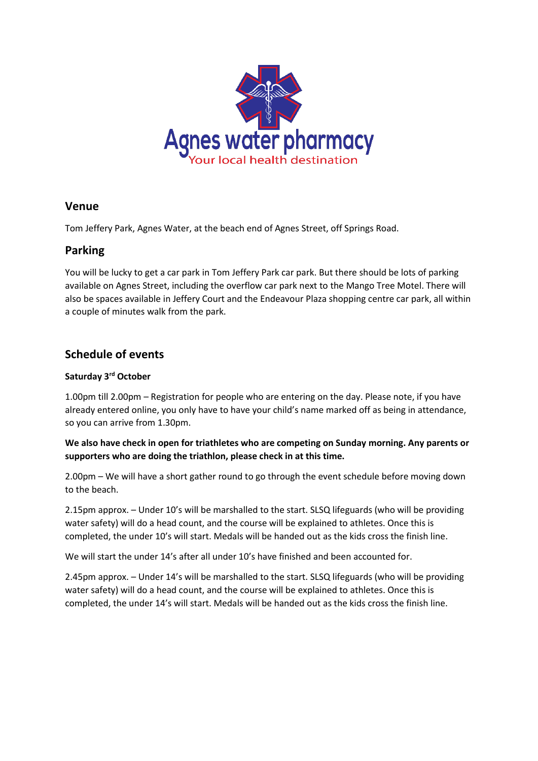Agnes water pharmacy
Your local health destination

## Venue

Tom Jeffery Park, Agnes Water, at the beach end of Agnes Street, off Springs Road.

## Parking

You will be lucky to get a car park in Tom Jeffery Park car park. But there should be lots of parking available on Agnes Street, including the overflow car park next to the Mango Tree Motel. There will also be spaces available in Jeffery Court and the Endeavour Plaza shopping centre car park, all within a couple of minutes walk from the park.

## Schedule of events

**Saturday 3rd October**

1.00pm till 2.00pm – Registration for people who are entering on the day. Please note, if you have already entered online, you only have to have your child's name marked off as being in attendance, so you can arrive from 1.30pm.

**We also have check in open for triathletes who are competing on Sunday morning. Any parents or supporters who are doing the triathlon, please check in at this time.**

2.00pm – We will have a short gather round to go through the event schedule before moving down to the beach.

2.15pm approx. – Under 10's will be marshalled to the start. SLSQ lifeguards (who will be providing water safety) will do a head count, and the course will be explained to athletes. Once this is completed, the under 10's will start. Medals will be handed out as the kids cross the finish line.

We will start the under 14's after all under 10's have finished and been accounted for.

2.45pm approx. – Under 14's will be marshalled to the start. SLSQ lifeguards (who will be providing water safety) will do a head count, and the course will be explained to athletes. Once this is completed, the under 14's will start. Medals will be handed out as the kids cross the finish line.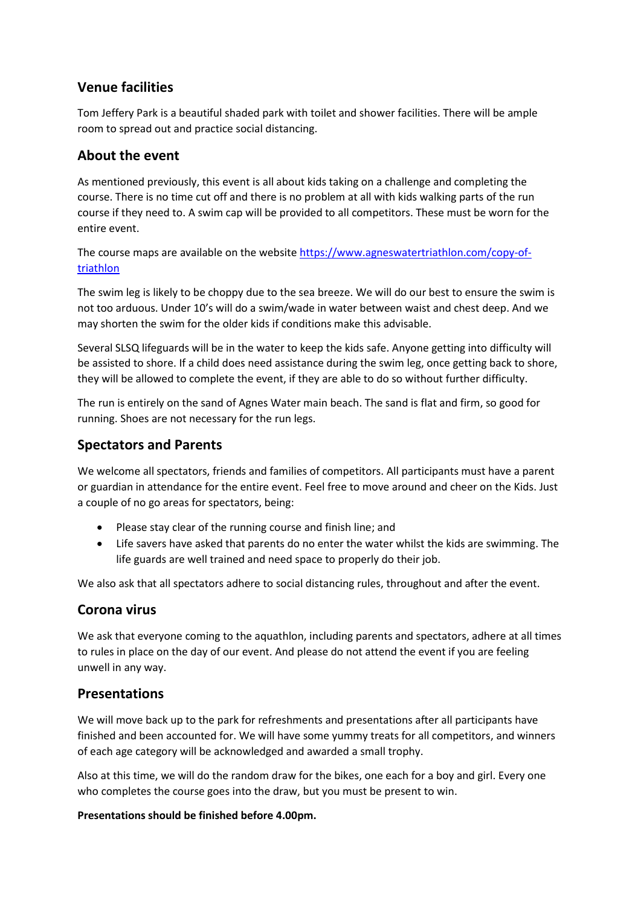## Venue facilities

Tom Jeffery Park is a beautiful shaded park with toilet and shower facilities. There will be ample room to spread out and practice social distancing.

## About the event

As mentioned previously, this event is all about kids taking on a challenge and completing the course. There is no time cut off and there is no problem at all with kids walking parts of the run course if they need to. A swim cap will be provided to all competitors. These must be worn for the entire event.

The course maps are available on the website [https://www.agneswatertriathlon.com/copy-of-triathlon](https://www.agneswatertriathlon.com/copy-of-triathlon)

The swim leg is likely to be choppy due to the sea breeze. We will do our best to ensure the swim is not too arduous. Under 10's will do a swim/wade in water between waist and chest deep. And we may shorten the swim for the older kids if conditions make this advisable.

Several SLSQ lifeguards will be in the water to keep the kids safe. Anyone getting into difficulty will be assisted to shore. If a child does need assistance during the swim leg, once getting back to shore, they will be allowed to complete the event, if they are able to do so without further difficulty.

The run is entirely on the sand of Agnes Water main beach. The sand is flat and firm, so good for running. Shoes are not necessary for the run legs.

## Spectators and Parents

We welcome all spectators, friends and families of competitors. All participants must have a parent or guardian in attendance for the entire event. Feel free to move around and cheer on the Kids. Just a couple of no go areas for spectators, being:

- Please stay clear of the running course and finish line; and
- Life savers have asked that parents do no enter the water whilst the kids are swimming. The life guards are well trained and need space to properly do their job.

We also ask that all spectators adhere to social distancing rules, throughout and after the event.

## Corona virus

We ask that everyone coming to the aquathlon, including parents and spectators, adhere at all times to rules in place on the day of our event. And please do not attend the event if you are feeling unwell in any way.

## Presentations

We will move back up to the park for refreshments and presentations after all participants have finished and been accounted for. We will have some yummy treats for all competitors, and winners of each age category will be acknowledged and awarded a small trophy.

Also at this time, we will do the random draw for the bikes, one each for a boy and girl. Every one who completes the course goes into the draw, but you must be present to win.

**Presentations should be finished before 4.00pm.**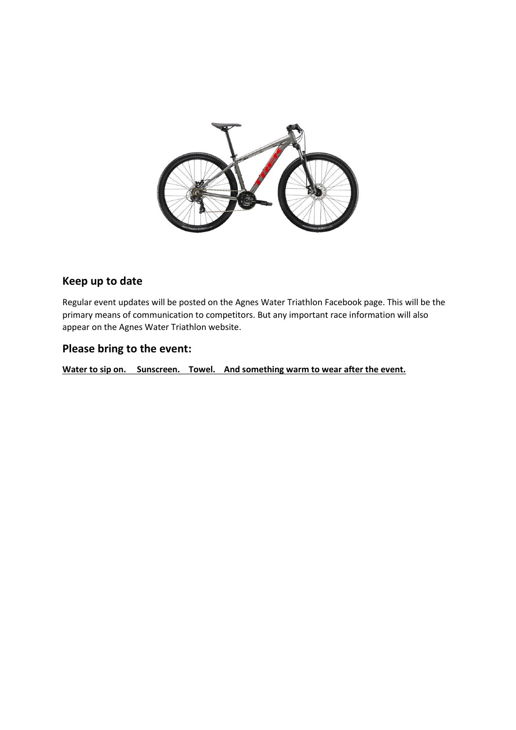## Keep up to date

Regular event updates will be posted on the Agnes Water Triathlon Facebook page. This will be the primary means of communication to competitors. But any important race information will also appear on the Agnes Water Triathlon website.

## Please bring to the event:

**Water to sip on.    Sunscreen.    Towel.    And something warm to wear after the event.**